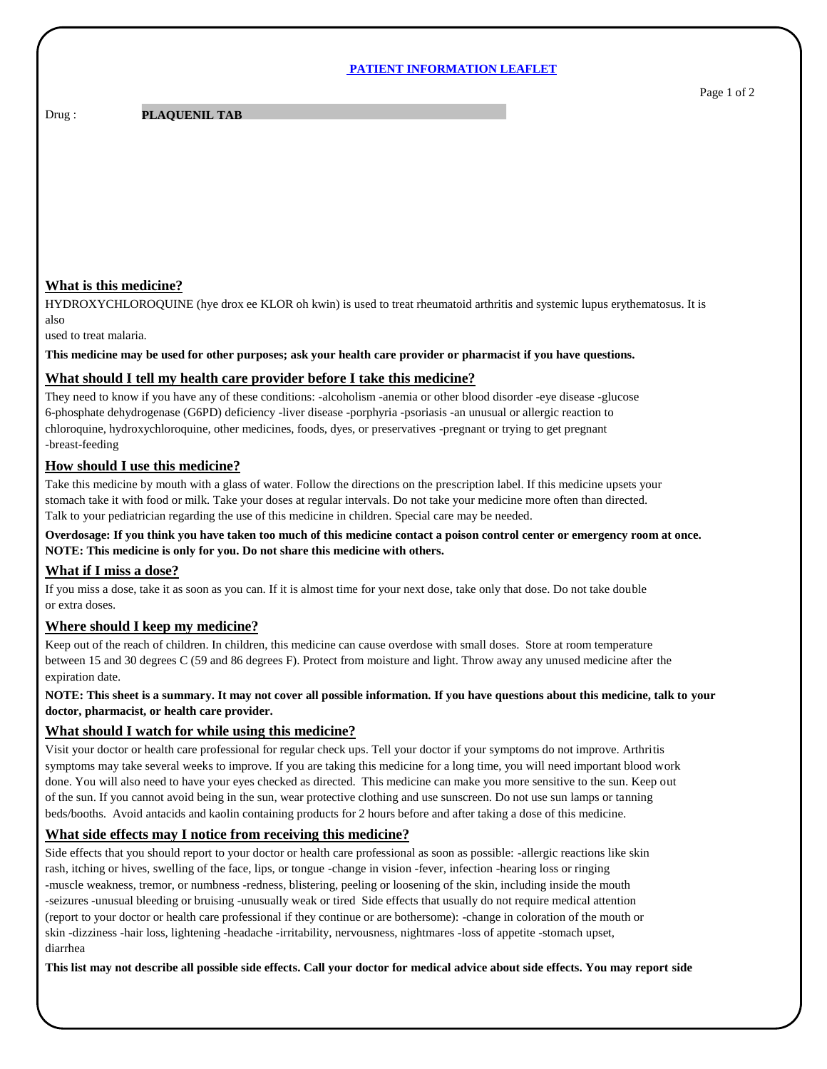# PATIENT INFORMATION LEAFLET

Drug : **PLAQUENIL TAB**

## What is this medicine?

HYDROXYCHLOROQUINE (hye drox ee KLOR oh kwin) is used to treat rheumatoid arthritis and systemic lupus erythematosus. It is also used to treat malaria.

**This medicine may be used for other purposes; ask your health care provider or pharmacist if you have questions.**

## What should I tell my health care provider before I take this medicine?

They need to know if you have any of these conditions: -alcoholism -anemia or other blood disorder -eye disease -glucose 6-phosphate dehydrogenase (G6PD) deficiency -liver disease -porphyria -psoriasis -an unusual or allergic reaction to chloroquine, hydroxychloroquine, other medicines, foods, dyes, or preservatives -pregnant or trying to get pregnant -breast-feeding

## How should I use this medicine?

Take this medicine by mouth with a glass of water. Follow the directions on the prescription label. If this medicine upsets your stomach take it with food or milk. Take your doses at regular intervals. Do not take your medicine more often than directed. Talk to your pediatrician regarding the use of this medicine in children. Special care may be needed.

**Overdosage: If you think you have taken too much of this medicine contact a poison control center or emergency room at once. NOTE: This medicine is only for you. Do not share this medicine with others.**

## What if I miss a dose?

If you miss a dose, take it as soon as you can. If it is almost time for your next dose, take only that dose. Do not take double or extra doses.

## Where should I keep my medicine?

Keep out of the reach of children. In children, this medicine can cause overdose with small doses. Store at room temperature between 15 and 30 degrees C (59 and 86 degrees F). Protect from moisture and light. Throw away any unused medicine after the expiration date.

**NOTE: This sheet is a summary. It may not cover all possible information. If you have questions about this medicine, talk to your doctor, pharmacist, or health care provider.**

## What should I watch for while using this medicine?

Visit your doctor or health care professional for regular check ups. Tell your doctor if your symptoms do not improve. Arthritis symptoms may take several weeks to improve. If you are taking this medicine for a long time, you will need important blood work done. You will also need to have your eyes checked as directed. This medicine can make you more sensitive to the sun. Keep out of the sun. If you cannot avoid being in the sun, wear protective clothing and use sunscreen. Do not use sun lamps or tanning beds/booths. Avoid antacids and kaolin containing products for 2 hours before and after taking a dose of this medicine.

## What side effects may I notice from receiving this medicine?

Side effects that you should report to your doctor or health care professional as soon as possible: -allergic reactions like skin rash, itching or hives, swelling of the face, lips, or tongue -change in vision -fever, infection -hearing loss or ringing -muscle weakness, tremor, or numbness -redness, blistering, peeling or loosening of the skin, including inside the mouth -seizures -unusual bleeding or bruising -unusually weak or tired Side effects that usually do not require medical attention (report to your doctor or health care professional if they continue or are bothersome): -change in coloration of the mouth or skin -dizziness -hair loss, lightening -headache -irritability, nervousness, nightmares -loss of appetite -stomach upset, diarrhea

**This list may not describe all possible side effects. Call your doctor for medical advice about side effects. You may report side**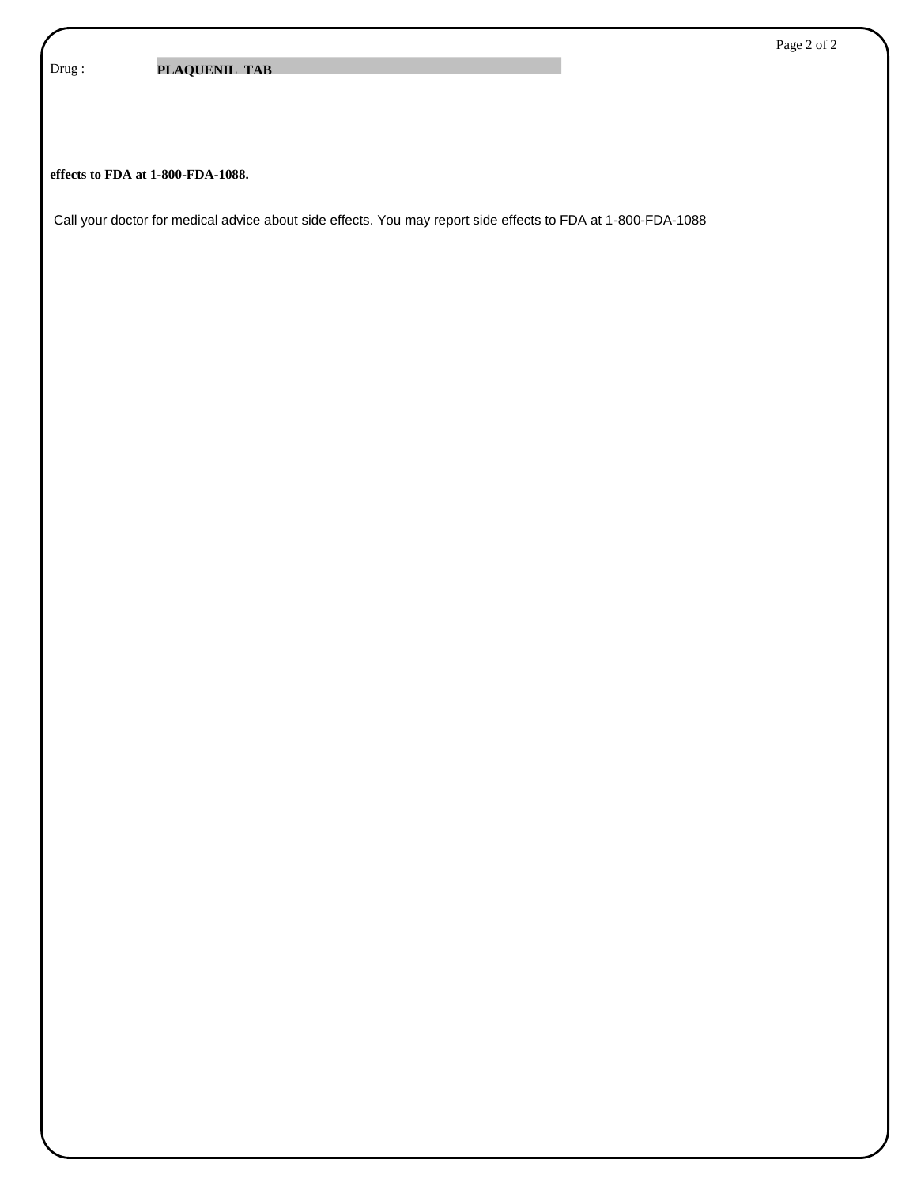Drug : **PLAQUENIL TAB**

**effects to FDA at 1-800-FDA-1088.**

Call your doctor for medical advice about side effects. You may report side effects to FDA at 1-800-FDA-1088